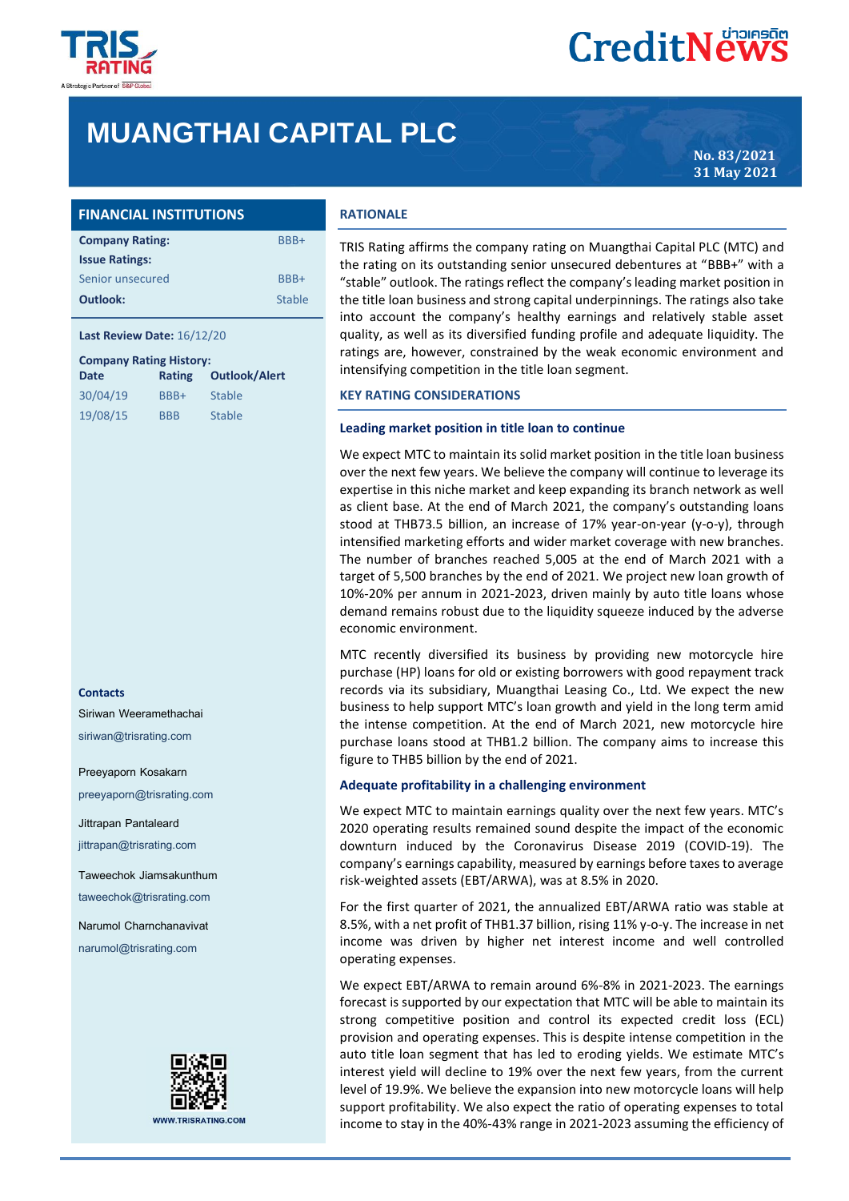# MUANGTHAI CAPITAL PLC

No. 83/2021
31 May 2021

## FINANCIAL INSTITUTIONS

| | |
|---|---|
| **Company Rating:** | BBB+ |
| **Issue Ratings:** | |
| Senior unsecured | BBB+ |
| **Outlook:** | Stable |

**Last Review Date:** 16/12/20

**Company Rating History:**

| Date | Rating | Outlook/Alert |
|---|---|---|
| 30/04/19 | BBB+ | Stable |
| 19/08/15 | BBB | Stable |

**Contacts**

Siriwan Weeramethachai
siriwan@trisrating.com

Preeyaporn Kosakarn
preeyaporn@trisrating.com

Jittrapan Pantaleard
jittrapan@trisrating.com

Taweechok Jiamsakunthum
taweechok@trisrating.com

Narumol Charnchanavivat
narumol@trisrating.com

WWW.TRISRATING.COM

## RATIONALE

TRIS Rating affirms the company rating on Muangthai Capital PLC (MTC) and the rating on its outstanding senior unsecured debentures at "BBB+" with a "stable" outlook. The ratings reflect the company's leading market position in the title loan business and strong capital underpinnings. The ratings also take into account the company's healthy earnings and relatively stable asset quality, as well as its diversified funding profile and adequate liquidity. The ratings are, however, constrained by the weak economic environment and intensifying competition in the title loan segment.

## KEY RATING CONSIDERATIONS

### Leading market position in title loan to continue

We expect MTC to maintain its solid market position in the title loan business over the next few years. We believe the company will continue to leverage its expertise in this niche market and keep expanding its branch network as well as client base. At the end of March 2021, the company's outstanding loans stood at THB73.5 billion, an increase of 17% year-on-year (y-o-y), through intensified marketing efforts and wider market coverage with new branches. The number of branches reached 5,005 at the end of March 2021 with a target of 5,500 branches by the end of 2021. We project new loan growth of 10%-20% per annum in 2021-2023, driven mainly by auto title loans whose demand remains robust due to the liquidity squeeze induced by the adverse economic environment.

MTC recently diversified its business by providing new motorcycle hire purchase (HP) loans for old or existing borrowers with good repayment track records via its subsidiary, Muangthai Leasing Co., Ltd. We expect the new business to help support MTC's loan growth and yield in the long term amid the intense competition. At the end of March 2021, new motorcycle hire purchase loans stood at THB1.2 billion. The company aims to increase this figure to THB5 billion by the end of 2021.

### Adequate profitability in a challenging environment

We expect MTC to maintain earnings quality over the next few years. MTC's 2020 operating results remained sound despite the impact of the economic downturn induced by the Coronavirus Disease 2019 (COVID-19). The company's earnings capability, measured by earnings before taxes to average risk-weighted assets (EBT/ARWA), was at 8.5% in 2020.

For the first quarter of 2021, the annualized EBT/ARWA ratio was stable at 8.5%, with a net profit of THB1.37 billion, rising 11% y-o-y. The increase in net income was driven by higher net interest income and well controlled operating expenses.

We expect EBT/ARWA to remain around 6%-8% in 2021-2023. The earnings forecast is supported by our expectation that MTC will be able to maintain its strong competitive position and control its expected credit loss (ECL) provision and operating expenses. This is despite intense competition in the auto title loan segment that has led to eroding yields. We estimate MTC's interest yield will decline to 19% over the next few years, from the current level of 19.9%. We believe the expansion into new motorcycle loans will help support profitability. We also expect the ratio of operating expenses to total income to stay in the 40%-43% range in 2021-2023 assuming the efficiency of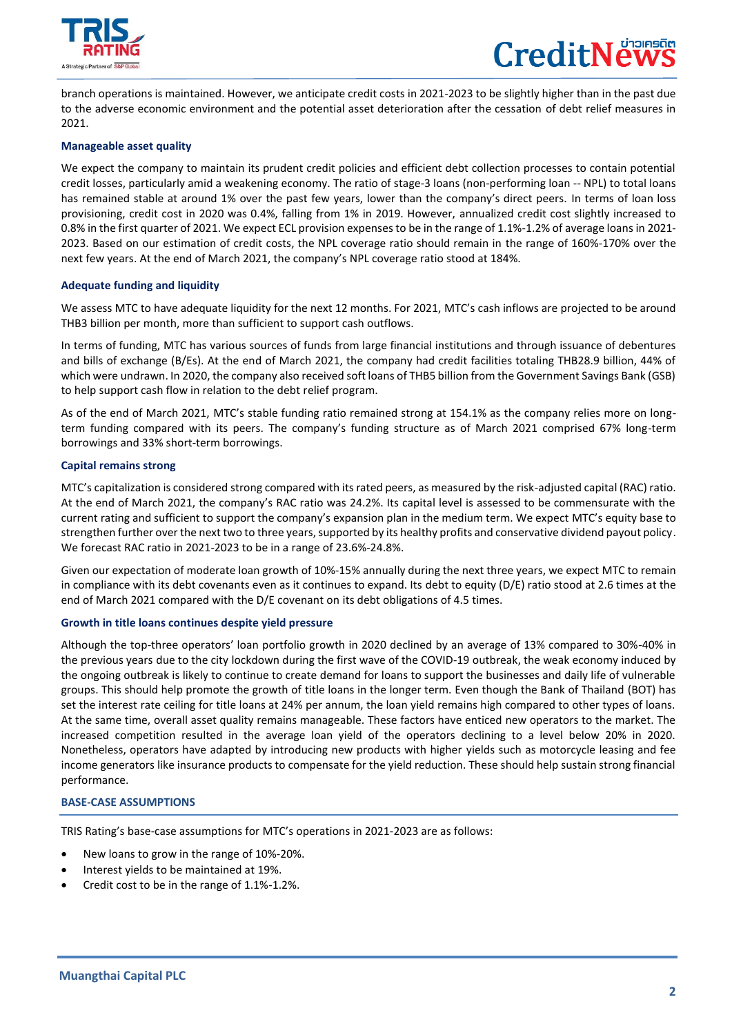branch operations is maintained. However, we anticipate credit costs in 2021-2023 to be slightly higher than in the past due to the adverse economic environment and the potential asset deterioration after the cessation of debt relief measures in 2021.

**Manageable asset quality**

We expect the company to maintain its prudent credit policies and efficient debt collection processes to contain potential credit losses, particularly amid a weakening economy. The ratio of stage-3 loans (non-performing loan -- NPL) to total loans has remained stable at around 1% over the past few years, lower than the company's direct peers. In terms of loan loss provisioning, credit cost in 2020 was 0.4%, falling from 1% in 2019. However, annualized credit cost slightly increased to 0.8% in the first quarter of 2021. We expect ECL provision expenses to be in the range of 1.1%-1.2% of average loans in 2021-2023. Based on our estimation of credit costs, the NPL coverage ratio should remain in the range of 160%-170% over the next few years. At the end of March 2021, the company's NPL coverage ratio stood at 184%.

**Adequate funding and liquidity**

We assess MTC to have adequate liquidity for the next 12 months. For 2021, MTC's cash inflows are projected to be around THB3 billion per month, more than sufficient to support cash outflows.

In terms of funding, MTC has various sources of funds from large financial institutions and through issuance of debentures and bills of exchange (B/Es). At the end of March 2021, the company had credit facilities totaling THB28.9 billion, 44% of which were undrawn. In 2020, the company also received soft loans of THB5 billion from the Government Savings Bank (GSB) to help support cash flow in relation to the debt relief program.

As of the end of March 2021, MTC's stable funding ratio remained strong at 154.1% as the company relies more on long-term funding compared with its peers. The company's funding structure as of March 2021 comprised 67% long-term borrowings and 33% short-term borrowings.

**Capital remains strong**

MTC's capitalization is considered strong compared with its rated peers, as measured by the risk-adjusted capital (RAC) ratio. At the end of March 2021, the company's RAC ratio was 24.2%. Its capital level is assessed to be commensurate with the current rating and sufficient to support the company's expansion plan in the medium term. We expect MTC's equity base to strengthen further over the next two to three years, supported by its healthy profits and conservative dividend payout policy. We forecast RAC ratio in 2021-2023 to be in a range of 23.6%-24.8%.

Given our expectation of moderate loan growth of 10%-15% annually during the next three years, we expect MTC to remain in compliance with its debt covenants even as it continues to expand. Its debt to equity (D/E) ratio stood at 2.6 times at the end of March 2021 compared with the D/E covenant on its debt obligations of 4.5 times.

**Growth in title loans continues despite yield pressure**

Although the top-three operators' loan portfolio growth in 2020 declined by an average of 13% compared to 30%-40% in the previous years due to the city lockdown during the first wave of the COVID-19 outbreak, the weak economy induced by the ongoing outbreak is likely to continue to create demand for loans to support the businesses and daily life of vulnerable groups. This should help promote the growth of title loans in the longer term. Even though the Bank of Thailand (BOT) has set the interest rate ceiling for title loans at 24% per annum, the loan yield remains high compared to other types of loans. At the same time, overall asset quality remains manageable. These factors have enticed new operators to the market. The increased competition resulted in the average loan yield of the operators declining to a level below 20% in 2020. Nonetheless, operators have adapted by introducing new products with higher yields such as motorcycle leasing and fee income generators like insurance products to compensate for the yield reduction. These should help sustain strong financial performance.

## BASE-CASE ASSUMPTIONS

TRIS Rating's base-case assumptions for MTC's operations in 2021-2023 are as follows:

- New loans to grow in the range of 10%-20%.
- Interest yields to be maintained at 19%.
- Credit cost to be in the range of 1.1%-1.2%.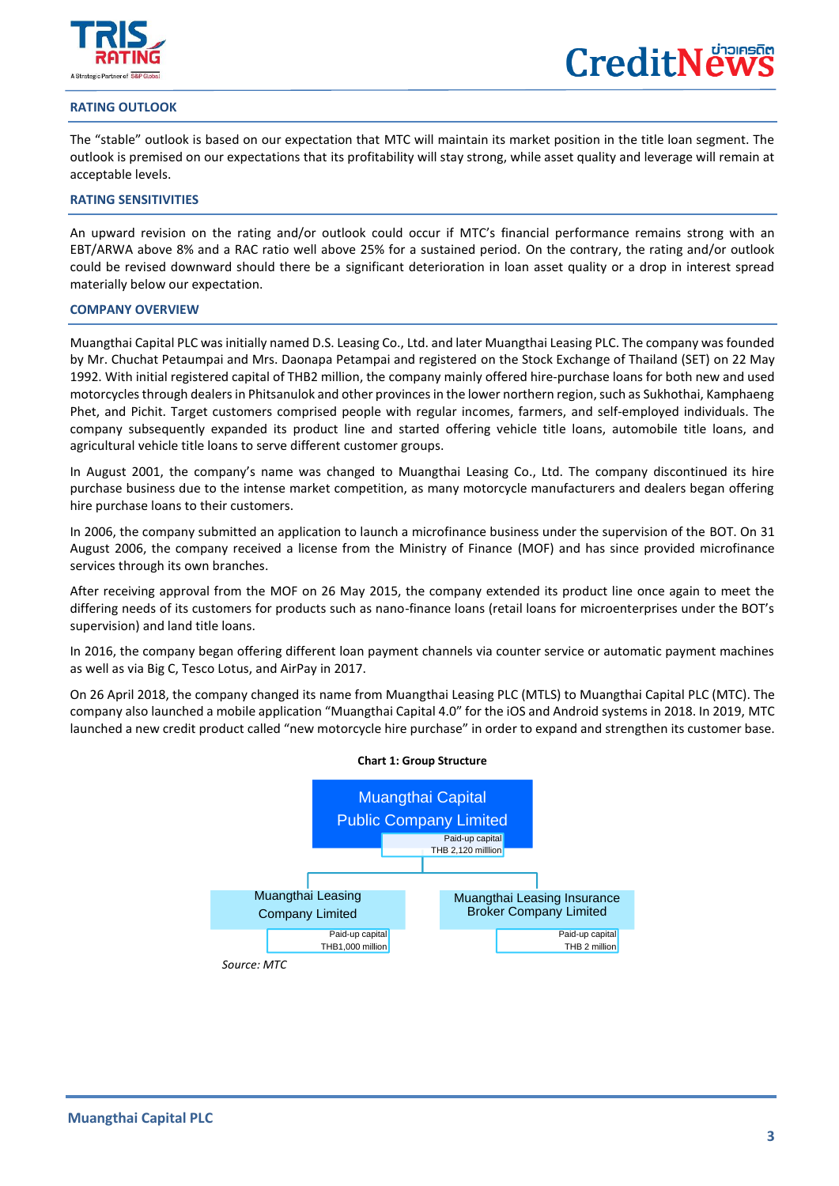## RATING OUTLOOK

The "stable" outlook is based on our expectation that MTC will maintain its market position in the title loan segment. The outlook is premised on our expectations that its profitability will stay strong, while asset quality and leverage will remain at acceptable levels.

## RATING SENSITIVITIES

An upward revision on the rating and/or outlook could occur if MTC's financial performance remains strong with an EBT/ARWA above 8% and a RAC ratio well above 25% for a sustained period. On the contrary, the rating and/or outlook could be revised downward should there be a significant deterioration in loan asset quality or a drop in interest spread materially below our expectation.

## COMPANY OVERVIEW

Muangthai Capital PLC was initially named D.S. Leasing Co., Ltd. and later Muangthai Leasing PLC. The company was founded by Mr. Chuchat Petaumpai and Mrs. Daonapa Petampai and registered on the Stock Exchange of Thailand (SET) on 22 May 1992. With initial registered capital of THB2 million, the company mainly offered hire-purchase loans for both new and used motorcycles through dealers in Phitsanulok and other provinces in the lower northern region, such as Sukhothai, Kamphaeng Phet, and Pichit. Target customers comprised people with regular incomes, farmers, and self-employed individuals. The company subsequently expanded its product line and started offering vehicle title loans, automobile title loans, and agricultural vehicle title loans to serve different customer groups.

In August 2001, the company's name was changed to Muangthai Leasing Co., Ltd. The company discontinued its hire purchase business due to the intense market competition, as many motorcycle manufacturers and dealers began offering hire purchase loans to their customers.

In 2006, the company submitted an application to launch a microfinance business under the supervision of the BOT. On 31 August 2006, the company received a license from the Ministry of Finance (MOF) and has since provided microfinance services through its own branches.

After receiving approval from the MOF on 26 May 2015, the company extended its product line once again to meet the differing needs of its customers for products such as nano-finance loans (retail loans for microenterprises under the BOT's supervision) and land title loans.

In 2016, the company began offering different loan payment channels via counter service or automatic payment machines as well as via Big C, Tesco Lotus, and AirPay in 2017.

On 26 April 2018, the company changed its name from Muangthai Leasing PLC (MTLS) to Muangthai Capital PLC (MTC). The company also launched a mobile application "Muangthai Capital 4.0" for the iOS and Android systems in 2018. In 2019, MTC launched a new credit product called "new motorcycle hire purchase" in order to expand and strengthen its customer base.

**Chart 1: Group Structure**

- Muangthai Capital Public Company Limited (Paid-up capital THB 2,120 milllion)
  - Muangthai Leasing Company Limited (Paid-up capital THB1,000 million)
  - Muangthai Leasing Insurance Broker Company Limited (Paid-up capital THB 2 million)

*Source: MTC*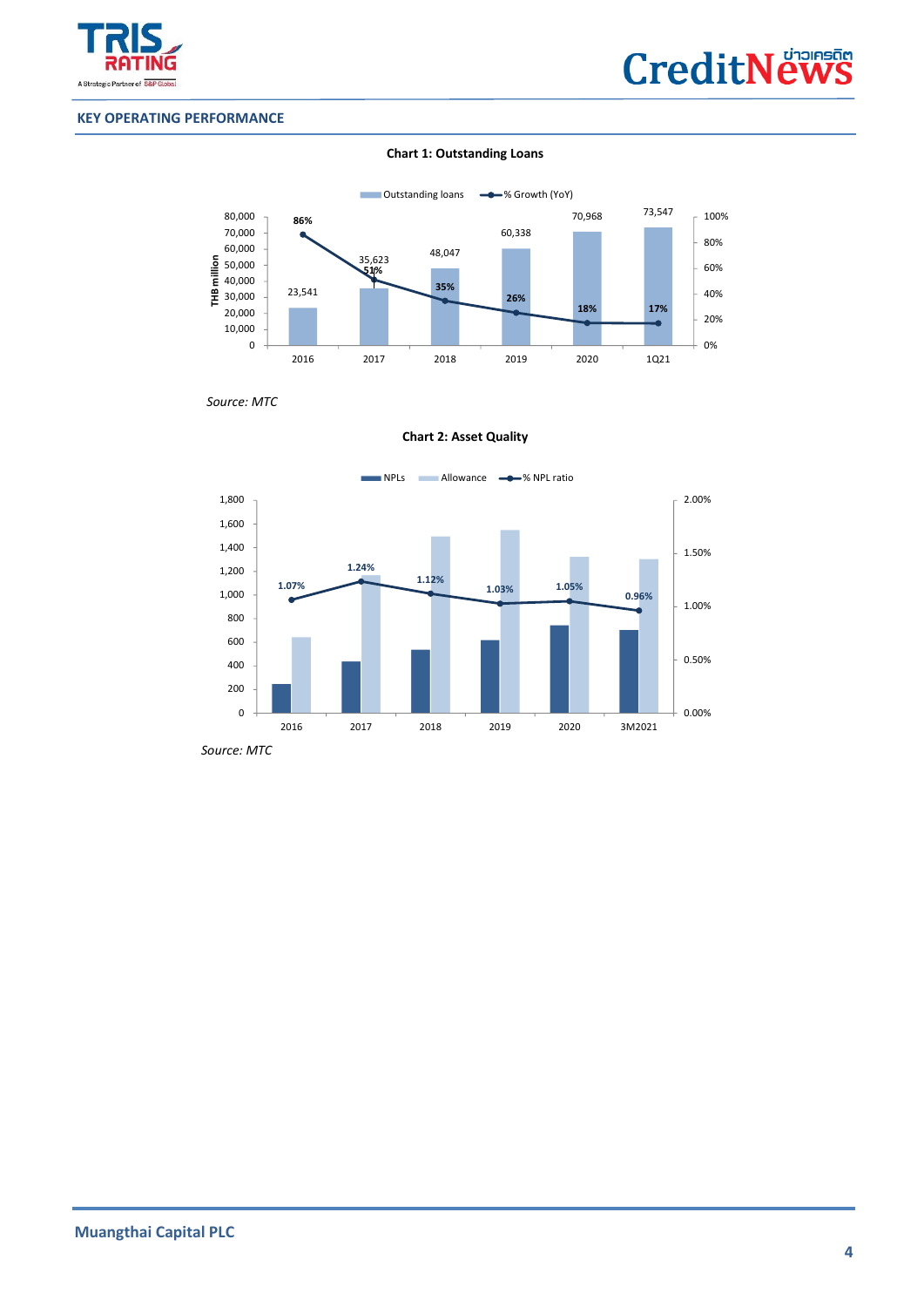## KEY OPERATING PERFORMANCE

**Chart 1: Outstanding Loans**

| | 2016 | 2017 | 2018 | 2019 | 2020 | 1Q21 |
|---|---|---|---|---|---|---|
| Outstanding loans (THB million) | 23,541 | 35,623 | 48,047 | 60,338 | 70,968 | 73,547 |
| % Growth (YoY) | 86% | 51% | 35% | 26% | 18% | 17% |

*Source: MTC*

**Chart 2: Asset Quality**

| | 2016 | 2017 | 2018 | 2019 | 2020 | 3M2021 |
|---|---|---|---|---|---|---|
| % NPL ratio | 1.07% | 1.24% | 1.12% | 1.03% | 1.05% | 0.96% |

*Source: MTC*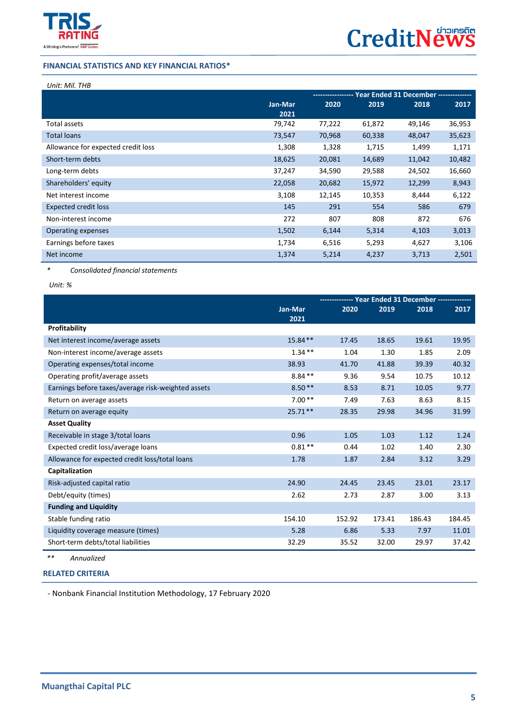## FINANCIAL STATISTICS AND KEY FINANCIAL RATIOS*

*Unit: Mil. THB*

| | Jan-Mar 2021 | Year Ended 31 December 2020 | 2019 | 2018 | 2017 |
|---|---|---|---|---|---|
| Total assets | 79,742 | 77,222 | 61,872 | 49,146 | 36,953 |
| Total loans | 73,547 | 70,968 | 60,338 | 48,047 | 35,623 |
| Allowance for expected credit loss | 1,308 | 1,328 | 1,715 | 1,499 | 1,171 |
| Short-term debts | 18,625 | 20,081 | 14,689 | 11,042 | 10,482 |
| Long-term debts | 37,247 | 34,590 | 29,588 | 24,502 | 16,660 |
| Shareholders' equity | 22,058 | 20,682 | 15,972 | 12,299 | 8,943 |
| Net interest income | 3,108 | 12,145 | 10,353 | 8,444 | 6,122 |
| Expected credit loss | 145 | 291 | 554 | 586 | 679 |
| Non-interest income | 272 | 807 | 808 | 872 | 676 |
| Operating expenses | 1,502 | 6,144 | 5,314 | 4,103 | 3,013 |
| Earnings before taxes | 1,734 | 6,516 | 5,293 | 4,627 | 3,106 |
| Net income | 1,374 | 5,214 | 4,237 | 3,713 | 2,501 |

\* *Consolidated financial statements*

*Unit: %*

| | Jan-Mar 2021 | Year Ended 31 December 2020 | 2019 | 2018 | 2017 |
|---|---|---|---|---|---|
| **Profitability** | | | | | |
| Net interest income/average assets | 15.84 ** | 17.45 | 18.65 | 19.61 | 19.95 |
| Non-interest income/average assets | 1.34 ** | 1.04 | 1.30 | 1.85 | 2.09 |
| Operating expenses/total income | 38.93 | 41.70 | 41.88 | 39.39 | 40.32 |
| Operating profit/average assets | 8.84 ** | 9.36 | 9.54 | 10.75 | 10.12 |
| Earnings before taxes/average risk-weighted assets | 8.50 ** | 8.53 | 8.71 | 10.05 | 9.77 |
| Return on average assets | 7.00 ** | 7.49 | 7.63 | 8.63 | 8.15 |
| Return on average equity | 25.71 ** | 28.35 | 29.98 | 34.96 | 31.99 |
| **Asset Quality** | | | | | |
| Receivable in stage 3/total loans | 0.96 | 1.05 | 1.03 | 1.12 | 1.24 |
| Expected credit loss/average loans | 0.81 ** | 0.44 | 1.02 | 1.40 | 2.30 |
| Allowance for expected credit loss/total loans | 1.78 | 1.87 | 2.84 | 3.12 | 3.29 |
| **Capitalization** | | | | | |
| Risk-adjusted capital ratio | 24.90 | 24.45 | 23.45 | 23.01 | 23.17 |
| Debt/equity (times) | 2.62 | 2.73 | 2.87 | 3.00 | 3.13 |
| **Funding and Liquidity** | | | | | |
| Stable funding ratio | 154.10 | 152.92 | 173.41 | 186.43 | 184.45 |
| Liquidity coverage measure (times) | 5.28 | 6.86 | 5.33 | 7.97 | 11.01 |
| Short-term debts/total liabilities | 32.29 | 35.52 | 32.00 | 29.97 | 37.42 |

\*\* *Annualized*

## RELATED CRITERIA

- Nonbank Financial Institution Methodology, 17 February 2020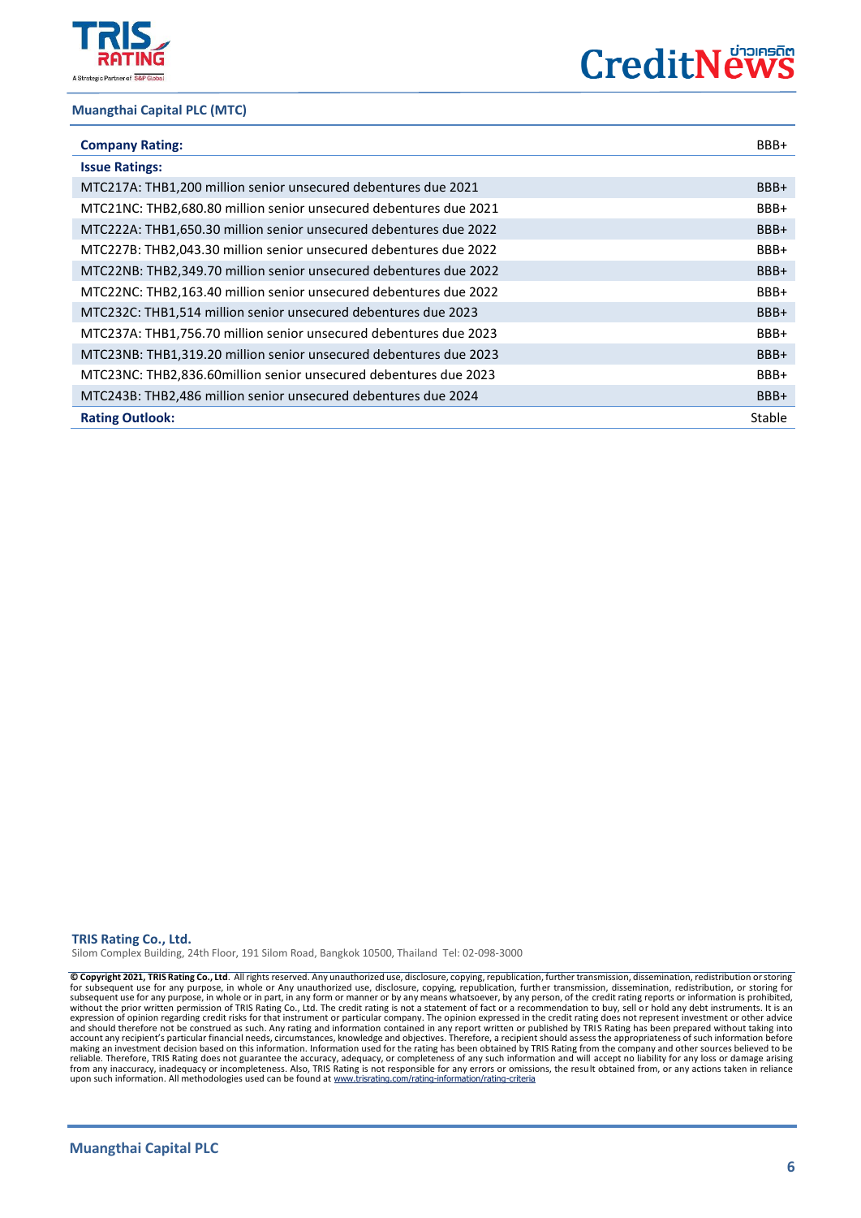**Muangthai Capital PLC (MTC)**

| | |
|---|---|
| **Company Rating:** | BBB+ |
| **Issue Ratings:** | |
| MTC217A: THB1,200 million senior unsecured debentures due 2021 | BBB+ |
| MTC21NC: THB2,680.80 million senior unsecured debentures due 2021 | BBB+ |
| MTC222A: THB1,650.30 million senior unsecured debentures due 2022 | BBB+ |
| MTC227B: THB2,043.30 million senior unsecured debentures due 2022 | BBB+ |
| MTC22NB: THB2,349.70 million senior unsecured debentures due 2022 | BBB+ |
| MTC22NC: THB2,163.40 million senior unsecured debentures due 2022 | BBB+ |
| MTC232C: THB1,514 million senior unsecured debentures due 2023 | BBB+ |
| MTC237A: THB1,756.70 million senior unsecured debentures due 2023 | BBB+ |
| MTC23NB: THB1,319.20 million senior unsecured debentures due 2023 | BBB+ |
| MTC23NC: THB2,836.60million senior unsecured debentures due 2023 | BBB+ |
| MTC243B: THB2,486 million senior unsecured debentures due 2024 | BBB+ |
| **Rating Outlook:** | Stable |

**TRIS Rating Co., Ltd.**
Silom Complex Building, 24th Floor, 191 Silom Road, Bangkok 10500, Thailand Tel: 02-098-3000

**© Copyright 2021, TRIS Rating Co., Ltd.** All rights reserved. Any unauthorized use, disclosure, copying, republication, further transmission, dissemination, redistribution or storing for subsequent use for any purpose, in whole or Any unauthorized use, disclosure, copying, republication, further transmission, dissemination, redistribution, or storing for subsequent use for any purpose, in whole or in part, in any form or manner or by any means whatsoever, by any person, of the credit rating reports or information is prohibited, without the prior written permission of TRIS Rating Co., Ltd. The credit rating is not a statement of fact or a recommendation to buy, sell or hold any debt instruments. It is an expression of opinion regarding credit risks for that instrument or particular company. The opinion expressed in the credit rating does not represent investment or other advice and should therefore not be construed as such. Any rating and information contained in any report written or published by TRIS Rating has been prepared without taking into account any recipient's particular financial needs, circumstances, knowledge and objectives. Therefore, a recipient should assess the appropriateness of such information before making an investment decision based on this information. Information used for the rating has been obtained by TRIS Rating from the company and other sources believed to be reliable. Therefore, TRIS Rating does not guarantee the accuracy, adequacy, or completeness of any such information and will accept no liability for any loss or damage arising from any inaccuracy, inadequacy or incompleteness. Also, TRIS Rating is not responsible for any errors or omissions, the result obtained from, or any actions taken in reliance upon such information. All methodologies used can be found at www.trisrating.com/rating-information/rating-criteria